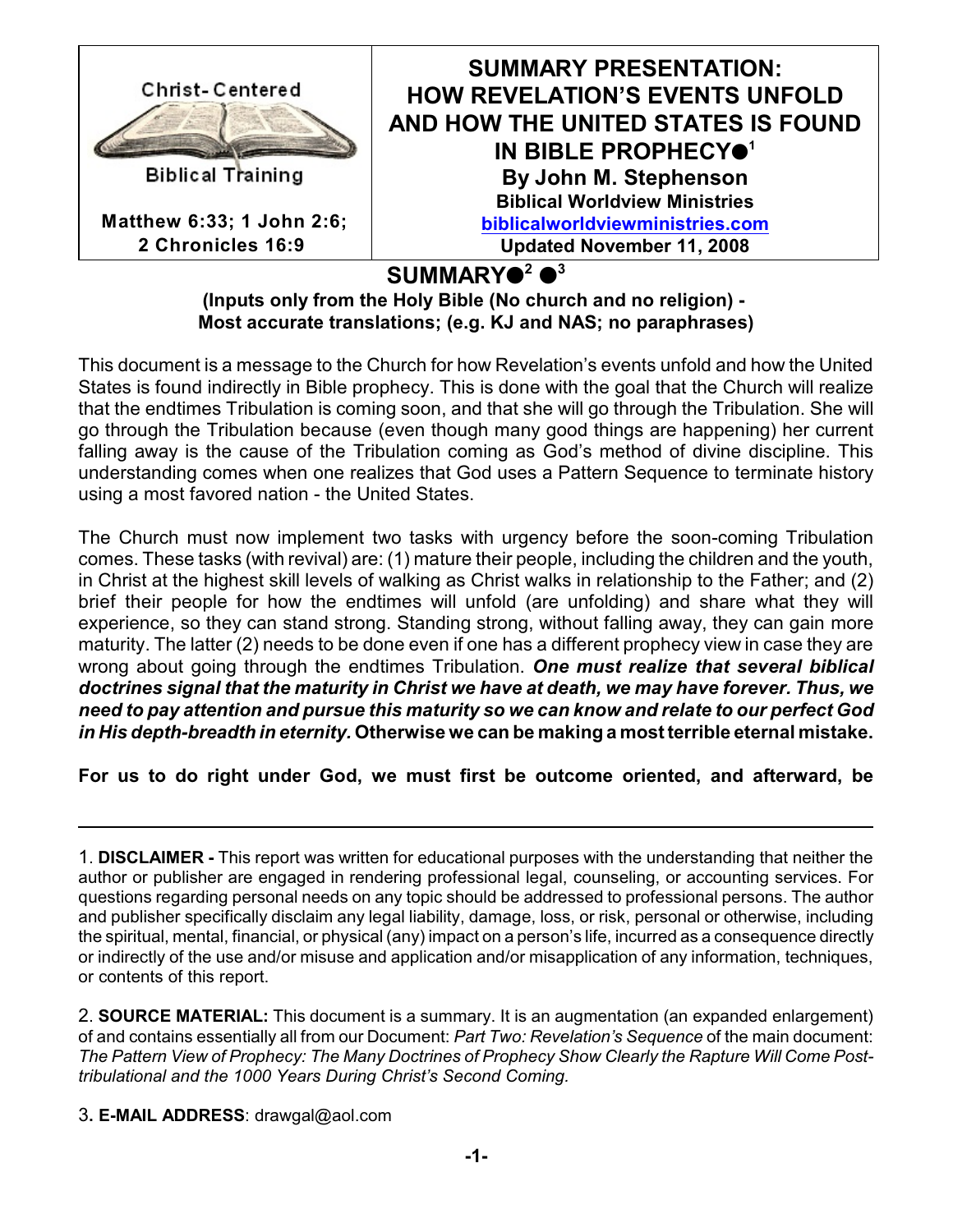Christ-Centered

Biblical Training

**Matthew 6:33; 1 John 2:6; 2 Chronicles 16:9**

# SUMMARY PRESENTATION: HOW REVELATION'S EVENTS UNFOLD AND HOW THE UNITED STATES IS FOUND IN BIBLE PROPHECY●[1]

**By John M. Stephenson**

**Biblical Worldview Ministries**

**biblicalworldviewministries.com**

**Updated November 11, 2008**

## SUMMARY●[2] ●[3]

**(Inputs only from the Holy Bible (No church and no religion) - Most accurate translations; (e.g. KJ and NAS; no paraphrases)**

This document is a message to the Church for how Revelation's events unfold and how the United States is found indirectly in Bible prophecy. This is done with the goal that the Church will realize that the endtimes Tribulation is coming soon, and that she will go through the Tribulation. She will go through the Tribulation because (even though many good things are happening) her current falling away is the cause of the Tribulation coming as God's method of divine discipline. This understanding comes when one realizes that God uses a Pattern Sequence to terminate history using a most favored nation - the United States.

The Church must now implement two tasks with urgency before the soon-coming Tribulation comes. These tasks (with revival) are: (1) mature their people, including the children and the youth, in Christ at the highest skill levels of walking as Christ walks in relationship to the Father; and (2) brief their people for how the endtimes will unfold (are unfolding) and share what they will experience, so they can stand strong. Standing strong, without falling away, they can gain more maturity. The latter (2) needs to be done even if one has a different prophecy view in case they are wrong about going through the endtimes Tribulation. ***One must realize that several biblical doctrines signal that the maturity in Christ we have at death, we may have forever. Thus, we need to pay attention and pursue this maturity so we can know and relate to our perfect God in His depth-breadth in eternity.*** **Otherwise we can be making a most terrible eternal mistake.**

**For us to do right under God, we must first be outcome oriented, and afterward, be**

---

1. **DISCLAIMER -** This report was written for educational purposes with the understanding that neither the author or publisher are engaged in rendering professional legal, counseling, or accounting services. For questions regarding personal needs on any topic should be addressed to professional persons. The author and publisher specifically disclaim any legal liability, damage, loss, or risk, personal or otherwise, including the spiritual, mental, financial, or physical (any) impact on a person's life, incurred as a consequence directly or indirectly of the use and/or misuse and application and/or misapplication of any information, techniques, or contents of this report.

2. **SOURCE MATERIAL:** This document is a summary. It is an augmentation (an expanded enlargement) of and contains essentially all from our Document: *Part Two: Revelation's Sequence* of the main document: *The Pattern View of Prophecy: The Many Doctrines of Prophecy Show Clearly the Rapture Will Come Post-tribulational and the 1000 Years During Christ's Second Coming.*

3**. E-MAIL ADDRESS**: drawgal@aol.com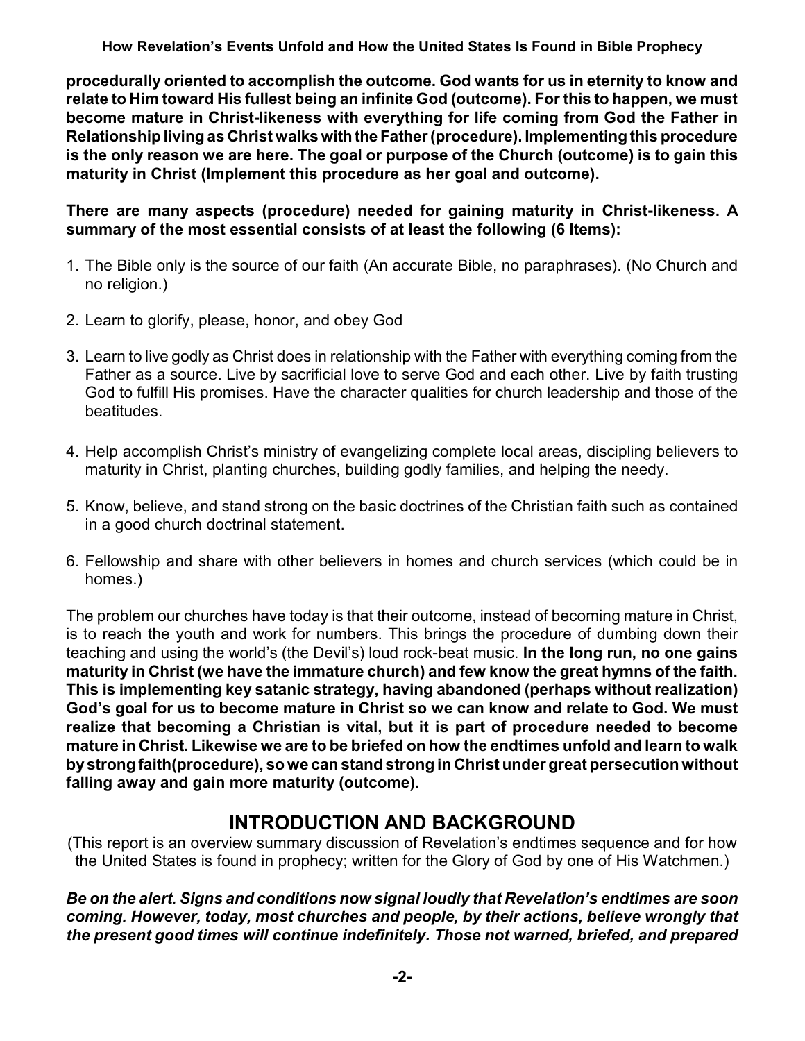**procedurally oriented to accomplish the outcome. God wants for us in eternity to know and relate to Him toward His fullest being an infinite God (outcome). For this to happen, we must become mature in Christ-likeness with everything for life coming from God the Father in Relationship living as Christ walks with the Father (procedure). Implementing this procedure is the only reason we are here. The goal or purpose of the Church (outcome) is to gain this maturity in Christ (Implement this procedure as her goal and outcome).**

**There are many aspects (procedure) needed for gaining maturity in Christ-likeness. A summary of the most essential consists of at least the following (6 Items):**

1. The Bible only is the source of our faith (An accurate Bible, no paraphrases). (No Church and no religion.)
2. Learn to glorify, please, honor, and obey God
3. Learn to live godly as Christ does in relationship with the Father with everything coming from the Father as a source. Live by sacrificial love to serve God and each other. Live by faith trusting God to fulfill His promises. Have the character qualities for church leadership and those of the beatitudes.
4. Help accomplish Christ's ministry of evangelizing complete local areas, discipling believers to maturity in Christ, planting churches, building godly families, and helping the needy.
5. Know, believe, and stand strong on the basic doctrines of the Christian faith such as contained in a good church doctrinal statement.
6. Fellowship and share with other believers in homes and church services (which could be in homes.)

The problem our churches have today is that their outcome, instead of becoming mature in Christ, is to reach the youth and work for numbers. This brings the procedure of dumbing down their teaching and using the world's (the Devil's) loud rock-beat music. **In the long run, no one gains maturity in Christ (we have the immature church) and few know the great hymns of the faith. This is implementing key satanic strategy, having abandoned (perhaps without realization) God's goal for us to become mature in Christ so we can know and relate to God. We must realize that becoming a Christian is vital, but it is part of procedure needed to become mature in Christ. Likewise we are to be briefed on how the endtimes unfold and learn to walk by strong faith(procedure), so we can stand strong in Christ under great persecution without falling away and gain more maturity (outcome).**

## INTRODUCTION AND BACKGROUND

(This report is an overview summary discussion of Revelation's endtimes sequence and for how the United States is found in prophecy; written for the Glory of God by one of His Watchmen.)

***Be on the alert. Signs and conditions now signal loudly that Revelation's endtimes are soon coming. However, today, most churches and people, by their actions, believe wrongly that the present good times will continue indefinitely. Those not warned, briefed, and prepared***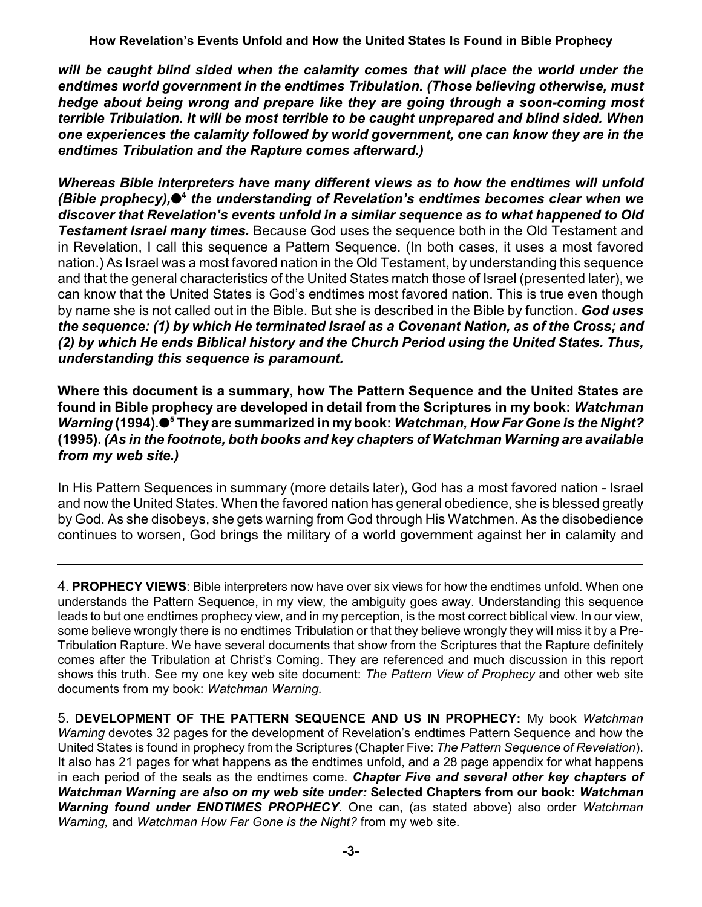***will be caught blind sided when the calamity comes that will place the world under the endtimes world government in the endtimes Tribulation. (Those believing otherwise, must hedge about being wrong and prepare like they are going through a soon-coming most terrible Tribulation. It will be most terrible to be caught unprepared and blind sided. When one experiences the calamity followed by world government, one can know they are in the endtimes Tribulation and the Rapture comes afterward.)***

***Whereas Bible interpreters have many different views as to how the endtimes will unfold (Bible prophecy),●[4] the understanding of Revelation's endtimes becomes clear when we discover that Revelation's events unfold in a similar sequence as to what happened to Old Testament Israel many times.*** Because God uses the sequence both in the Old Testament and in Revelation, I call this sequence a Pattern Sequence. (In both cases, it uses a most favored nation.) As Israel was a most favored nation in the Old Testament, by understanding this sequence and that the general characteristics of the United States match those of Israel (presented later), we can know that the United States is God's endtimes most favored nation. This is true even though by name she is not called out in the Bible. But she is described in the Bible by function. ***God uses the sequence: (1) by which He terminated Israel as a Covenant Nation, as of the Cross; and (2) by which He ends Biblical history and the Church Period using the United States. Thus, understanding this sequence is paramount.***

**Where this document is a summary, how The Pattern Sequence and the United States are found in Bible prophecy are developed in detail from the Scriptures in my book: *Watchman Warning* (1994).●[5] They are summarized in my book: *Watchman, How Far Gone is the Night?* (1995). *(As in the footnote, both books and key chapters of Watchman Warning are available from my web site.)***

In His Pattern Sequences in summary (more details later), God has a most favored nation - Israel and now the United States. When the favored nation has general obedience, she is blessed greatly by God. As she disobeys, she gets warning from God through His Watchmen. As the disobedience continues to worsen, God brings the military of a world government against her in calamity and

---

4. **PROPHECY VIEWS**: Bible interpreters now have over six views for how the endtimes unfold. When one understands the Pattern Sequence, in my view, the ambiguity goes away. Understanding this sequence leads to but one endtimes prophecy view, and in my perception, is the most correct biblical view. In our view, some believe wrongly there is no endtimes Tribulation or that they believe wrongly they will miss it by a Pre-Tribulation Rapture. We have several documents that show from the Scriptures that the Rapture definitely comes after the Tribulation at Christ's Coming. They are referenced and much discussion in this report shows this truth. See my one key web site document: *The Pattern View of Prophecy* and other web site documents from my book: *Watchman Warning.*

5. **DEVELOPMENT OF THE PATTERN SEQUENCE AND US IN PROPHECY:** My book *Watchman Warning* devotes 32 pages for the development of Revelation's endtimes Pattern Sequence and how the United States is found in prophecy from the Scriptures (Chapter Five: *The Pattern Sequence of Revelation*). It also has 21 pages for what happens as the endtimes unfold, and a 28 page appendix for what happens in each period of the seals as the endtimes come. ***Chapter Five and several other key chapters of Watchman Warning are also on my web site under:* Selected Chapters from our book: *Watchman Warning found under ENDTIMES PROPHECY***. One can, (as stated above) also order *Watchman Warning,* and *Watchman How Far Gone is the Night?* from my web site.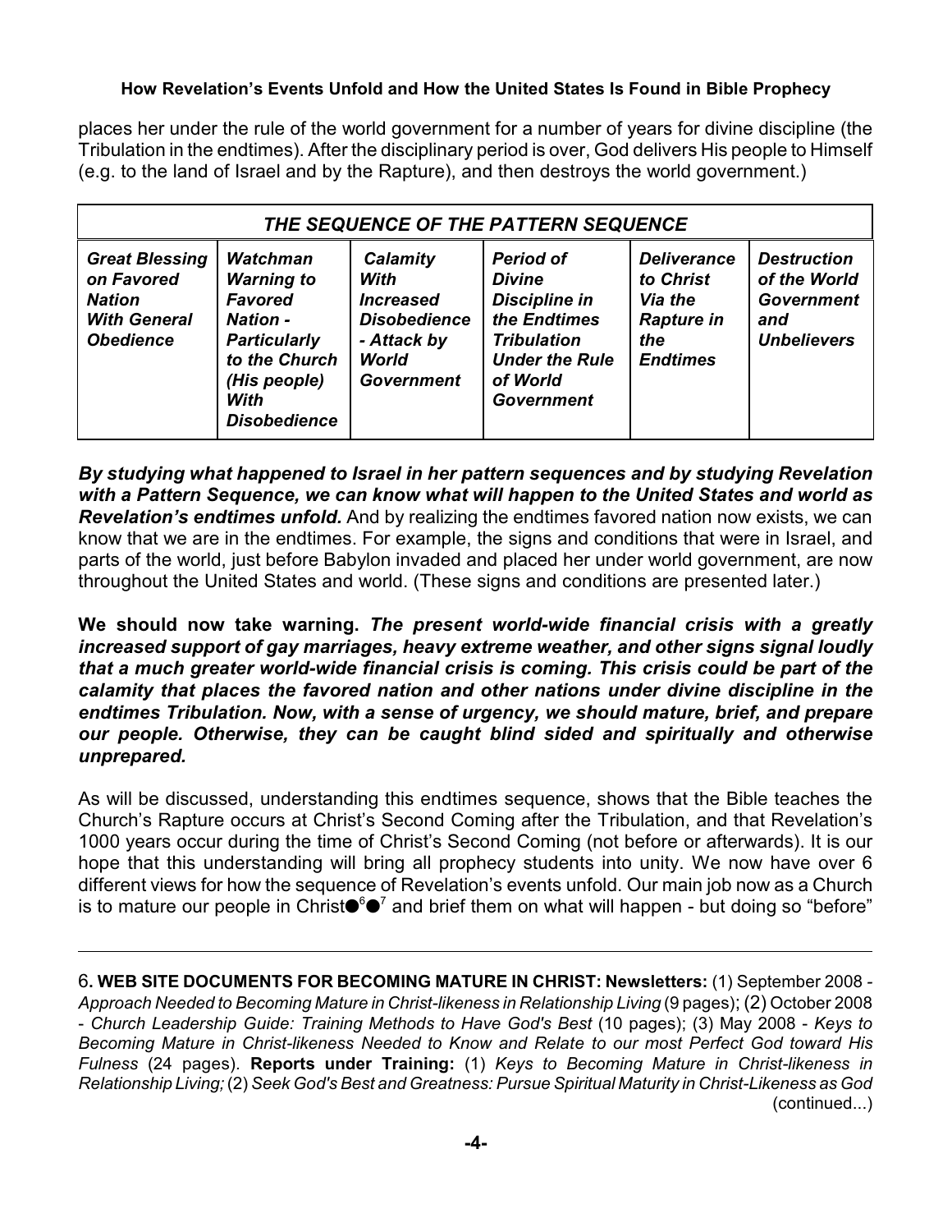places her under the rule of the world government for a number of years for divine discipline (the Tribulation in the endtimes). After the disciplinary period is over, God delivers His people to Himself (e.g. to the land of Israel and by the Rapture), and then destroys the world government.)

| ***THE SEQUENCE OF THE PATTERN SEQUENCE*** | | | | | |
|---|---|---|---|---|---|
| ***Great Blessing on Favored Nation With General Obedience*** | ***Watchman Warning to Favored Nation - Particularly to the Church (His people) With Disobedience*** | ***Calamity With Increased Disobedience - Attack by World Government*** | ***Period of Divine Discipline in the Endtimes Tribulation Under the Rule of World Government*** | ***Deliverance to Christ Via the Rapture in the Endtimes*** | ***Destruction of the World Government and Unbelievers*** |

***By studying what happened to Israel in her pattern sequences and by studying Revelation with a Pattern Sequence, we can know what will happen to the United States and world as Revelation's endtimes unfold.*** And by realizing the endtimes favored nation now exists, we can know that we are in the endtimes. For example, the signs and conditions that were in Israel, and parts of the world, just before Babylon invaded and placed her under world government, are now throughout the United States and world. (These signs and conditions are presented later.)

**We should now take warning.** ***The present world-wide financial crisis with a greatly increased support of gay marriages, heavy extreme weather, and other signs signal loudly that a much greater world-wide financial crisis is coming. This crisis could be part of the calamity that places the favored nation and other nations under divine discipline in the endtimes Tribulation. Now, with a sense of urgency, we should mature, brief, and prepare our people. Otherwise, they can be caught blind sided and spiritually and otherwise unprepared.***

As will be discussed, understanding this endtimes sequence, shows that the Bible teaches the Church's Rapture occurs at Christ's Second Coming after the Tribulation, and that Revelation's 1000 years occur during the time of Christ's Second Coming (not before or afterwards). It is our hope that this understanding will bring all prophecy students into unity. We now have over 6 different views for how the sequence of Revelation's events unfold. Our main job now as a Church is to mature our people in Christ●[6]●[7] and brief them on what will happen - but doing so "before"

---

6. **WEB SITE DOCUMENTS FOR BECOMING MATURE IN CHRIST: Newsletters:** (1) September 2008 - *Approach Needed to Becoming Mature in Christ-likeness in Relationship Living* (9 pages); (2) October 2008 - *Church Leadership Guide: Training Methods to Have God's Best* (10 pages); (3) May 2008 - *Keys to Becoming Mature in Christ-likeness Needed to Know and Relate to our most Perfect God toward His Fulness* (24 pages). **Reports under Training:** (1) *Keys to Becoming Mature in Christ-likeness in Relationship Living;* (2) *Seek God's Best and Greatness: Pursue Spiritual Maturity in Christ-Likeness as God* (continued...)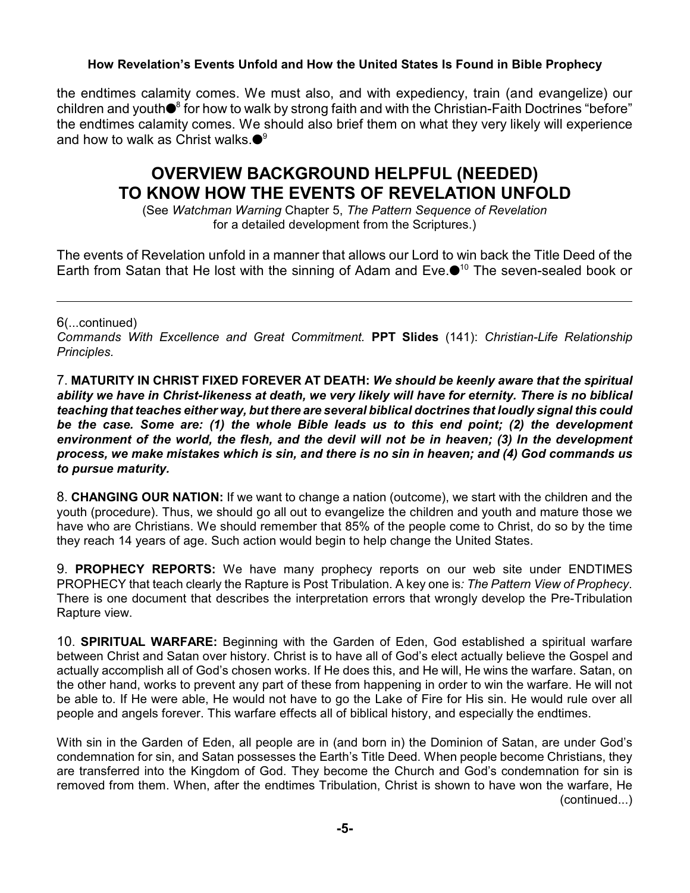the endtimes calamity comes. We must also, and with expediency, train (and evangelize) our children and youth●[8] for how to walk by strong faith and with the Christian-Faith Doctrines "before" the endtimes calamity comes. We should also brief them on what they very likely will experience and how to walk as Christ walks.●[9]

## OVERVIEW BACKGROUND HELPFUL (NEEDED) TO KNOW HOW THE EVENTS OF REVELATION UNFOLD

(See *Watchman Warning* Chapter 5, *The Pattern Sequence of Revelation* for a detailed development from the Scriptures.)

The events of Revelation unfold in a manner that allows our Lord to win back the Title Deed of the Earth from Satan that He lost with the sinning of Adam and Eve.●[10] The seven-sealed book or

---

6(...continued)
*Commands With Excellence and Great Commitment.* **PPT Slides** (141): *Christian-Life Relationship Principles.*

7. **MATURITY IN CHRIST FIXED FOREVER AT DEATH:** ***We should be keenly aware that the spiritual ability we have in Christ-likeness at death, we very likely will have for eternity. There is no biblical teaching that teaches either way, but there are several biblical doctrines that loudly signal this could be the case. Some are: (1) the whole Bible leads us to this end point; (2) the development environment of the world, the flesh, and the devil will not be in heaven; (3) In the development process, we make mistakes which is sin, and there is no sin in heaven; and (4) God commands us to pursue maturity.***

8. **CHANGING OUR NATION:** If we want to change a nation (outcome), we start with the children and the youth (procedure). Thus, we should go all out to evangelize the children and youth and mature those we have who are Christians. We should remember that 85% of the people come to Christ, do so by the time they reach 14 years of age. Such action would begin to help change the United States.

9. **PROPHECY REPORTS:** We have many prophecy reports on our web site under ENDTIMES PROPHECY that teach clearly the Rapture is Post Tribulation. A key one is*: The Pattern View of Prophecy*. There is one document that describes the interpretation errors that wrongly develop the Pre-Tribulation Rapture view.

10. **SPIRITUAL WARFARE:** Beginning with the Garden of Eden, God established a spiritual warfare between Christ and Satan over history. Christ is to have all of God's elect actually believe the Gospel and actually accomplish all of God's chosen works. If He does this, and He will, He wins the warfare. Satan, on the other hand, works to prevent any part of these from happening in order to win the warfare. He will not be able to. If He were able, He would not have to go the Lake of Fire for His sin. He would rule over all people and angels forever. This warfare effects all of biblical history, and especially the endtimes.

With sin in the Garden of Eden, all people are in (and born in) the Dominion of Satan, are under God's condemnation for sin, and Satan possesses the Earth's Title Deed. When people become Christians, they are transferred into the Kingdom of God. They become the Church and God's condemnation for sin is removed from them. When, after the endtimes Tribulation, Christ is shown to have won the warfare, He (continued...)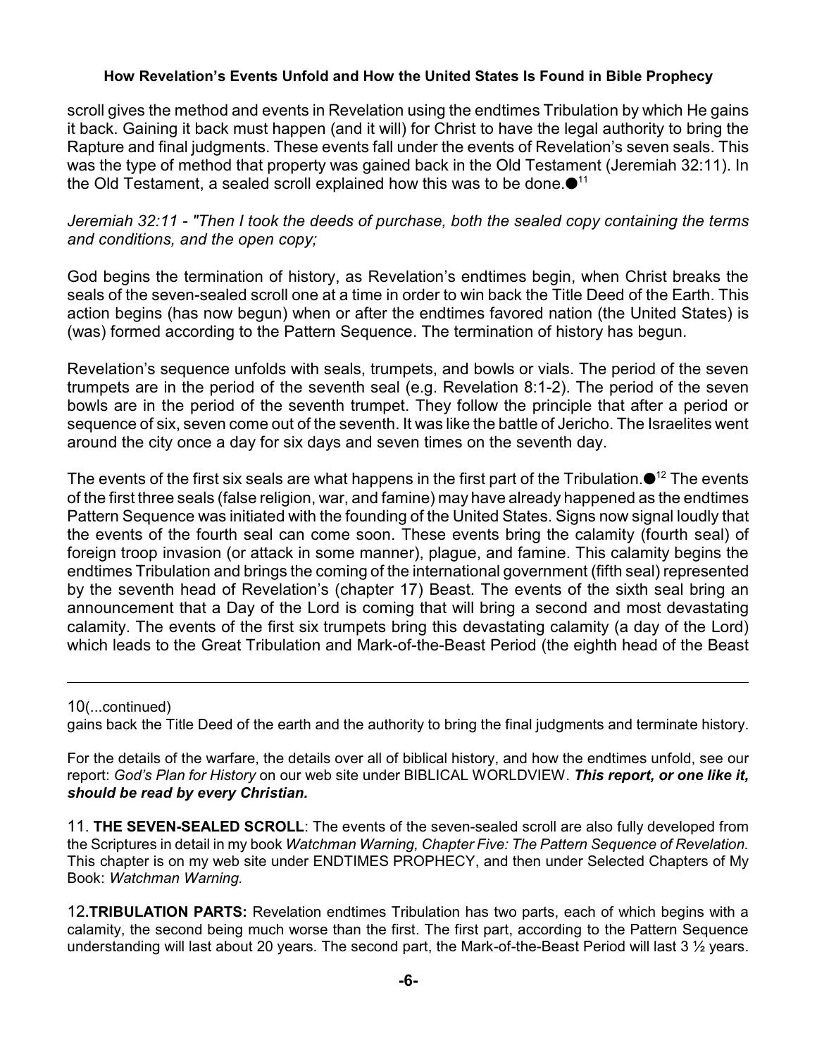scroll gives the method and events in Revelation using the endtimes Tribulation by which He gains it back. Gaining it back must happen (and it will) for Christ to have the legal authority to bring the Rapture and final judgments. These events fall under the events of Revelation's seven seals. This was the type of method that property was gained back in the Old Testament (Jeremiah 32:11). In the Old Testament, a sealed scroll explained how this was to be done.●[11]

*Jeremiah 32:11 - "Then I took the deeds of purchase, both the sealed copy containing the terms and conditions, and the open copy;*

God begins the termination of history, as Revelation's endtimes begin, when Christ breaks the seals of the seven-sealed scroll one at a time in order to win back the Title Deed of the Earth. This action begins (has now begun) when or after the endtimes favored nation (the United States) is (was) formed according to the Pattern Sequence. The termination of history has begun.

Revelation's sequence unfolds with seals, trumpets, and bowls or vials. The period of the seven trumpets are in the period of the seventh seal (e.g. Revelation 8:1-2). The period of the seven bowls are in the period of the seventh trumpet. They follow the principle that after a period or sequence of six, seven come out of the seventh. It was like the battle of Jericho. The Israelites went around the city once a day for six days and seven times on the seventh day.

The events of the first six seals are what happens in the first part of the Tribulation.●[12] The events of the first three seals (false religion, war, and famine) may have already happened as the endtimes Pattern Sequence was initiated with the founding of the United States. Signs now signal loudly that the events of the fourth seal can come soon. These events bring the calamity (fourth seal) of foreign troop invasion (or attack in some manner), plague, and famine. This calamity begins the endtimes Tribulation and brings the coming of the international government (fifth seal) represented by the seventh head of Revelation's (chapter 17) Beast. The events of the sixth seal bring an announcement that a Day of the Lord is coming that will bring a second and most devastating calamity. The events of the first six trumpets bring this devastating calamity (a day of the Lord) which leads to the Great Tribulation and Mark-of-the-Beast Period (the eighth head of the Beast

---

10(...continued)
gains back the Title Deed of the earth and the authority to bring the final judgments and terminate history.

For the details of the warfare, the details over all of biblical history, and how the endtimes unfold, see our report: *God's Plan for History* on our web site under BIBLICAL WORLDVIEW. ***This report, or one like it, should be read by every Christian.***

11. **THE SEVEN-SEALED SCROLL**: The events of the seven-sealed scroll are also fully developed from the Scriptures in detail in my book *Watchman Warning, Chapter Five: The Pattern Sequence of Revelation.* This chapter is on my web site under ENDTIMES PROPHECY, and then under Selected Chapters of My Book: *Watchman Warning.*

12.**TRIBULATION PARTS:** Revelation endtimes Tribulation has two parts, each of which begins with a calamity, the second being much worse than the first. The first part, according to the Pattern Sequence understanding will last about 20 years. The second part, the Mark-of-the-Beast Period will last 3 ½ years.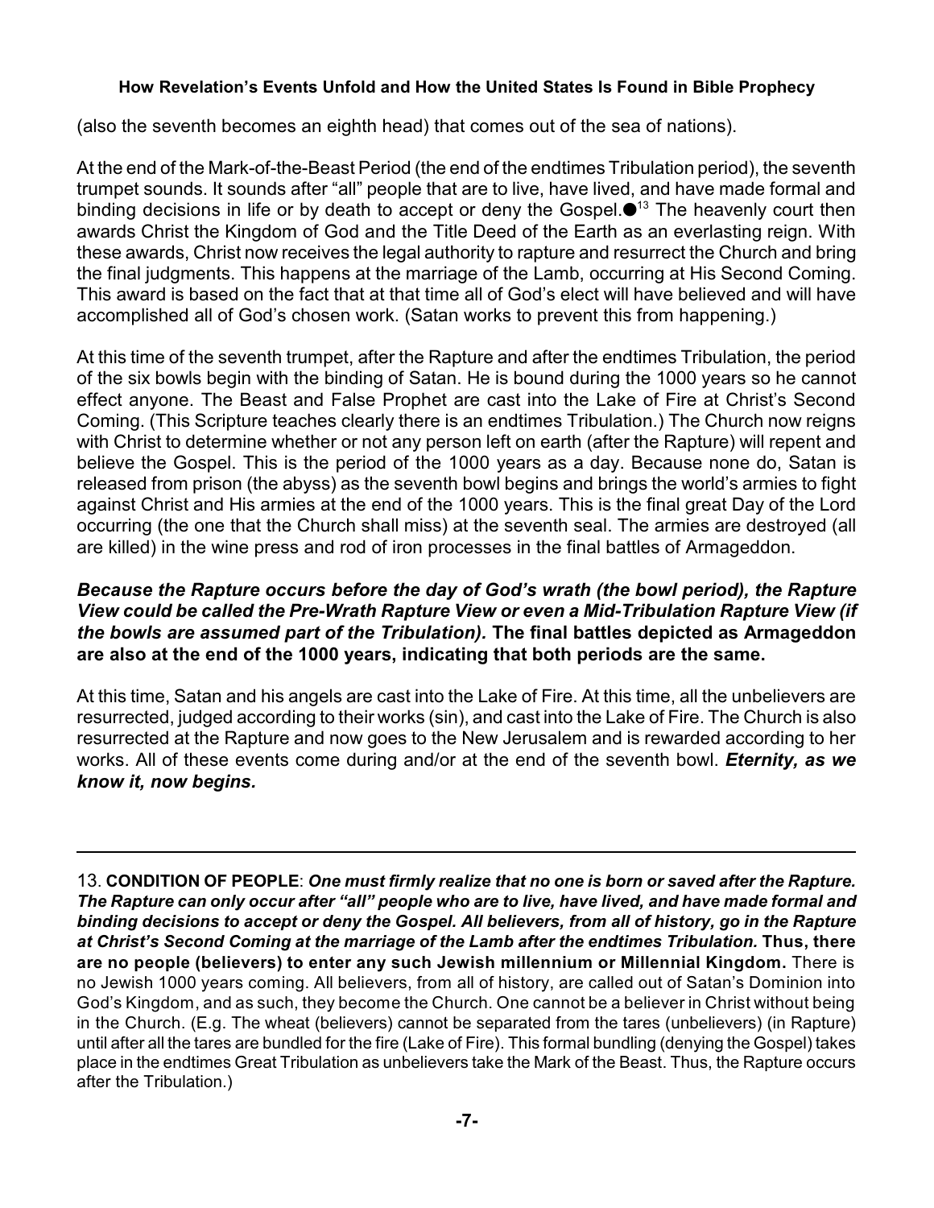(also the seventh becomes an eighth head) that comes out of the sea of nations).

At the end of the Mark-of-the-Beast Period (the end of the endtimes Tribulation period), the seventh trumpet sounds. It sounds after "all" people that are to live, have lived, and have made formal and binding decisions in life or by death to accept or deny the Gospel.●[13] The heavenly court then awards Christ the Kingdom of God and the Title Deed of the Earth as an everlasting reign. With these awards, Christ now receives the legal authority to rapture and resurrect the Church and bring the final judgments. This happens at the marriage of the Lamb, occurring at His Second Coming. This award is based on the fact that at that time all of God's elect will have believed and will have accomplished all of God's chosen work. (Satan works to prevent this from happening.)

At this time of the seventh trumpet, after the Rapture and after the endtimes Tribulation, the period of the six bowls begin with the binding of Satan. He is bound during the 1000 years so he cannot effect anyone. The Beast and False Prophet are cast into the Lake of Fire at Christ's Second Coming. (This Scripture teaches clearly there is an endtimes Tribulation.) The Church now reigns with Christ to determine whether or not any person left on earth (after the Rapture) will repent and believe the Gospel. This is the period of the 1000 years as a day. Because none do, Satan is released from prison (the abyss) as the seventh bowl begins and brings the world's armies to fight against Christ and His armies at the end of the 1000 years. This is the final great Day of the Lord occurring (the one that the Church shall miss) at the seventh seal. The armies are destroyed (all are killed) in the wine press and rod of iron processes in the final battles of Armageddon.

***Because the Rapture occurs before the day of God's wrath (the bowl period), the Rapture View could be called the Pre-Wrath Rapture View or even a Mid-Tribulation Rapture View (if the bowls are assumed part of the Tribulation).*** **The final battles depicted as Armageddon are also at the end of the 1000 years, indicating that both periods are the same.**

At this time, Satan and his angels are cast into the Lake of Fire. At this time, all the unbelievers are resurrected, judged according to their works (sin), and cast into the Lake of Fire. The Church is also resurrected at the Rapture and now goes to the New Jerusalem and is rewarded according to her works. All of these events come during and/or at the end of the seventh bowl. ***Eternity, as we know it, now begins.***

---

13. **CONDITION OF PEOPLE**: ***One must firmly realize that no one is born or saved after the Rapture. The Rapture can only occur after "all" people who are to live, have lived, and have made formal and binding decisions to accept or deny the Gospel. All believers, from all of history, go in the Rapture at Christ's Second Coming at the marriage of the Lamb after the endtimes Tribulation.*** **Thus, there are no people (believers) to enter any such Jewish millennium or Millennial Kingdom.** There is no Jewish 1000 years coming. All believers, from all of history, are called out of Satan's Dominion into God's Kingdom, and as such, they become the Church. One cannot be a believer in Christ without being in the Church. (E.g. The wheat (believers) cannot be separated from the tares (unbelievers) (in Rapture) until after all the tares are bundled for the fire (Lake of Fire). This formal bundling (denying the Gospel) takes place in the endtimes Great Tribulation as unbelievers take the Mark of the Beast. Thus, the Rapture occurs after the Tribulation.)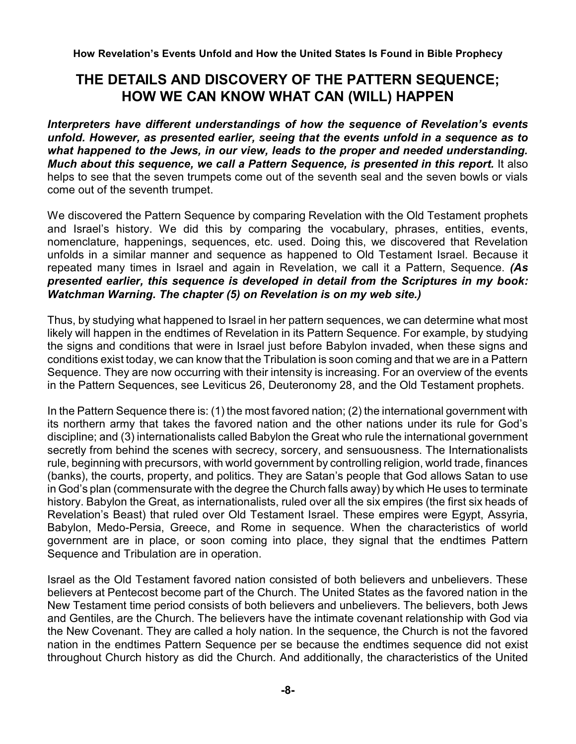# THE DETAILS AND DISCOVERY OF THE PATTERN SEQUENCE; HOW WE CAN KNOW WHAT CAN (WILL) HAPPEN

***Interpreters have different understandings of how the sequence of Revelation's events unfold. However, as presented earlier, seeing that the events unfold in a sequence as to what happened to the Jews, in our view, leads to the proper and needed understanding. Much about this sequence, we call a Pattern Sequence, is presented in this report.*** It also helps to see that the seven trumpets come out of the seventh seal and the seven bowls or vials come out of the seventh trumpet.

We discovered the Pattern Sequence by comparing Revelation with the Old Testament prophets and Israel's history. We did this by comparing the vocabulary, phrases, entities, events, nomenclature, happenings, sequences, etc. used. Doing this, we discovered that Revelation unfolds in a similar manner and sequence as happened to Old Testament Israel. Because it repeated many times in Israel and again in Revelation, we call it a Pattern, Sequence. ***(As presented earlier, this sequence is developed in detail from the Scriptures in my book: Watchman Warning. The chapter (5) on Revelation is on my web site.)***

Thus, by studying what happened to Israel in her pattern sequences, we can determine what most likely will happen in the endtimes of Revelation in its Pattern Sequence. For example, by studying the signs and conditions that were in Israel just before Babylon invaded, when these signs and conditions exist today, we can know that the Tribulation is soon coming and that we are in a Pattern Sequence. They are now occurring with their intensity is increasing. For an overview of the events in the Pattern Sequences, see Leviticus 26, Deuteronomy 28, and the Old Testament prophets.

In the Pattern Sequence there is: (1) the most favored nation; (2) the international government with its northern army that takes the favored nation and the other nations under its rule for God's discipline; and (3) internationalists called Babylon the Great who rule the international government secretly from behind the scenes with secrecy, sorcery, and sensuousness. The Internationalists rule, beginning with precursors, with world government by controlling religion, world trade, finances (banks), the courts, property, and politics. They are Satan's people that God allows Satan to use in God's plan (commensurate with the degree the Church falls away) by which He uses to terminate history. Babylon the Great, as internationalists, ruled over all the six empires (the first six heads of Revelation's Beast) that ruled over Old Testament Israel. These empires were Egypt, Assyria, Babylon, Medo-Persia, Greece, and Rome in sequence. When the characteristics of world government are in place, or soon coming into place, they signal that the endtimes Pattern Sequence and Tribulation are in operation.

Israel as the Old Testament favored nation consisted of both believers and unbelievers. These believers at Pentecost become part of the Church. The United States as the favored nation in the New Testament time period consists of both believers and unbelievers. The believers, both Jews and Gentiles, are the Church. The believers have the intimate covenant relationship with God via the New Covenant. They are called a holy nation. In the sequence, the Church is not the favored nation in the endtimes Pattern Sequence per se because the endtimes sequence did not exist throughout Church history as did the Church. And additionally, the characteristics of the United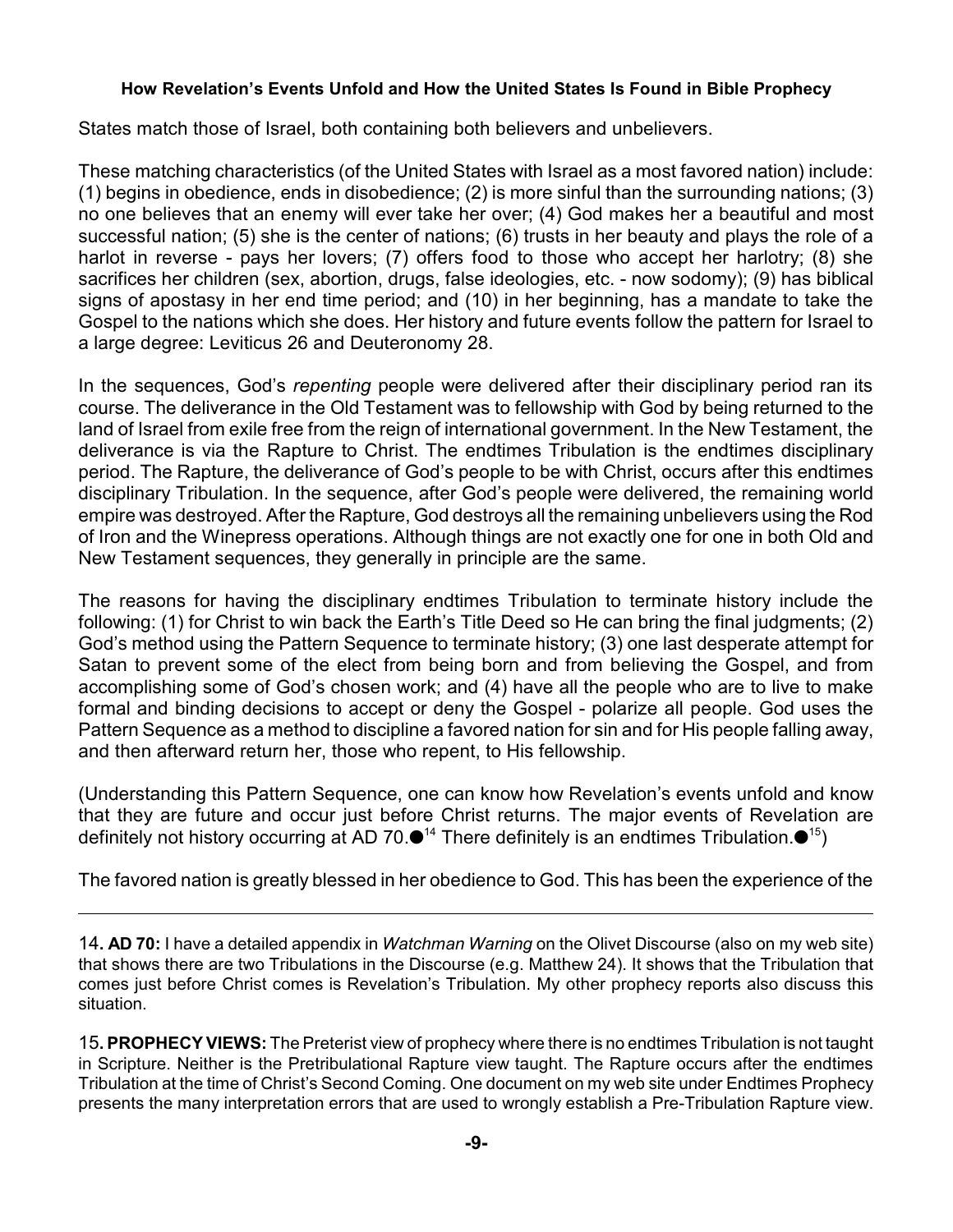States match those of Israel, both containing both believers and unbelievers.

These matching characteristics (of the United States with Israel as a most favored nation) include: (1) begins in obedience, ends in disobedience; (2) is more sinful than the surrounding nations; (3) no one believes that an enemy will ever take her over; (4) God makes her a beautiful and most successful nation; (5) she is the center of nations; (6) trusts in her beauty and plays the role of a harlot in reverse - pays her lovers; (7) offers food to those who accept her harlotry; (8) she sacrifices her children (sex, abortion, drugs, false ideologies, etc. - now sodomy); (9) has biblical signs of apostasy in her end time period; and (10) in her beginning, has a mandate to take the Gospel to the nations which she does. Her history and future events follow the pattern for Israel to a large degree: Leviticus 26 and Deuteronomy 28.

In the sequences, God's *repenting* people were delivered after their disciplinary period ran its course. The deliverance in the Old Testament was to fellowship with God by being returned to the land of Israel from exile free from the reign of international government. In the New Testament, the deliverance is via the Rapture to Christ. The endtimes Tribulation is the endtimes disciplinary period. The Rapture, the deliverance of God's people to be with Christ, occurs after this endtimes disciplinary Tribulation. In the sequence, after God's people were delivered, the remaining world empire was destroyed. After the Rapture, God destroys all the remaining unbelievers using the Rod of Iron and the Winepress operations. Although things are not exactly one for one in both Old and New Testament sequences, they generally in principle are the same.

The reasons for having the disciplinary endtimes Tribulation to terminate history include the following: (1) for Christ to win back the Earth's Title Deed so He can bring the final judgments; (2) God's method using the Pattern Sequence to terminate history; (3) one last desperate attempt for Satan to prevent some of the elect from being born and from believing the Gospel, and from accomplishing some of God's chosen work; and (4) have all the people who are to live to make formal and binding decisions to accept or deny the Gospel - polarize all people. God uses the Pattern Sequence as a method to discipline a favored nation for sin and for His people falling away, and then afterward return her, those who repent, to His fellowship.

(Understanding this Pattern Sequence, one can know how Revelation's events unfold and know that they are future and occur just before Christ returns. The major events of Revelation are definitely not history occurring at AD 70.●[14] There definitely is an endtimes Tribulation.●[15])

The favored nation is greatly blessed in her obedience to God. This has been the experience of the

---

14. **AD 70:** I have a detailed appendix in *Watchman Warning* on the Olivet Discourse (also on my web site) that shows there are two Tribulations in the Discourse (e.g. Matthew 24). It shows that the Tribulation that comes just before Christ comes is Revelation's Tribulation. My other prophecy reports also discuss this situation.

15. **PROPHECY VIEWS:** The Preterist view of prophecy where there is no endtimes Tribulation is not taught in Scripture. Neither is the Pretribulational Rapture view taught. The Rapture occurs after the endtimes Tribulation at the time of Christ's Second Coming. One document on my web site under Endtimes Prophecy presents the many interpretation errors that are used to wrongly establish a Pre-Tribulation Rapture view.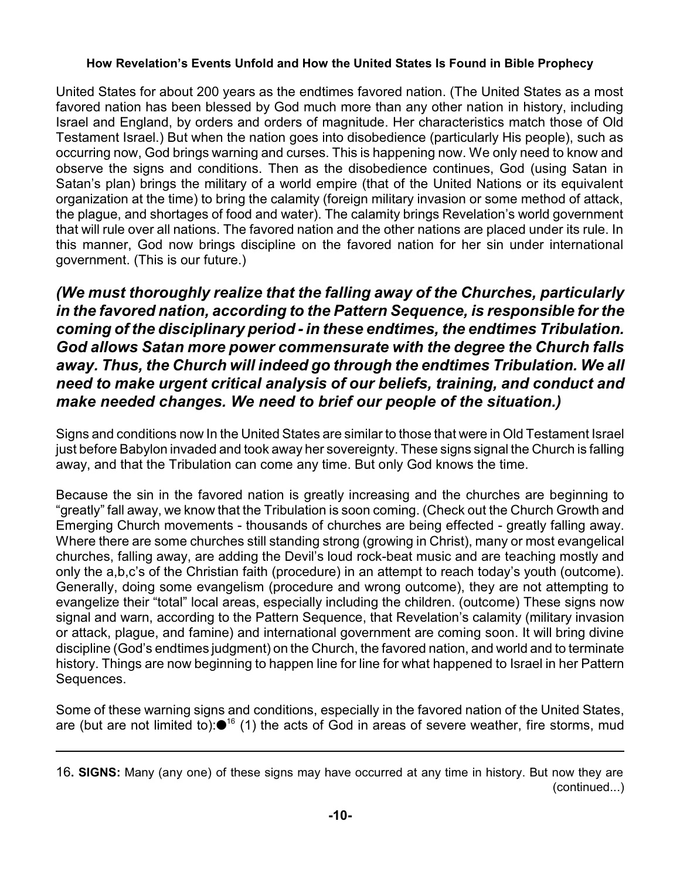United States for about 200 years as the endtimes favored nation. (The United States as a most favored nation has been blessed by God much more than any other nation in history, including Israel and England, by orders and orders of magnitude. Her characteristics match those of Old Testament Israel.) But when the nation goes into disobedience (particularly His people), such as occurring now, God brings warning and curses. This is happening now. We only need to know and observe the signs and conditions. Then as the disobedience continues, God (using Satan in Satan's plan) brings the military of a world empire (that of the United Nations or its equivalent organization at the time) to bring the calamity (foreign military invasion or some method of attack, the plague, and shortages of food and water). The calamity brings Revelation's world government that will rule over all nations. The favored nation and the other nations are placed under its rule. In this manner, God now brings discipline on the favored nation for her sin under international government. (This is our future.)

***(We must thoroughly realize that the falling away of the Churches, particularly in the favored nation, according to the Pattern Sequence, is responsible for the coming of the disciplinary period - in these endtimes, the endtimes Tribulation. God allows Satan more power commensurate with the degree the Church falls away. Thus, the Church will indeed go through the endtimes Tribulation. We all need to make urgent critical analysis of our beliefs, training, and conduct and make needed changes. We need to brief our people of the situation.)***

Signs and conditions now In the United States are similar to those that were in Old Testament Israel just before Babylon invaded and took away her sovereignty. These signs signal the Church is falling away, and that the Tribulation can come any time. But only God knows the time.

Because the sin in the favored nation is greatly increasing and the churches are beginning to "greatly" fall away, we know that the Tribulation is soon coming. (Check out the Church Growth and Emerging Church movements - thousands of churches are being effected - greatly falling away. Where there are some churches still standing strong (growing in Christ), many or most evangelical churches, falling away, are adding the Devil's loud rock-beat music and are teaching mostly and only the a,b,c's of the Christian faith (procedure) in an attempt to reach today's youth (outcome). Generally, doing some evangelism (procedure and wrong outcome), they are not attempting to evangelize their "total" local areas, especially including the children. (outcome) These signs now signal and warn, according to the Pattern Sequence, that Revelation's calamity (military invasion or attack, plague, and famine) and international government are coming soon. It will bring divine discipline (God's endtimes judgment) on the Church, the favored nation, and world and to terminate history. Things are now beginning to happen line for line for what happened to Israel in her Pattern Sequences.

Some of these warning signs and conditions, especially in the favored nation of the United States, are (but are not limited to):●[16] (1) the acts of God in areas of severe weather, fire storms, mud

---

16. **SIGNS:** Many (any one) of these signs may have occurred at any time in history. But now they are (continued...)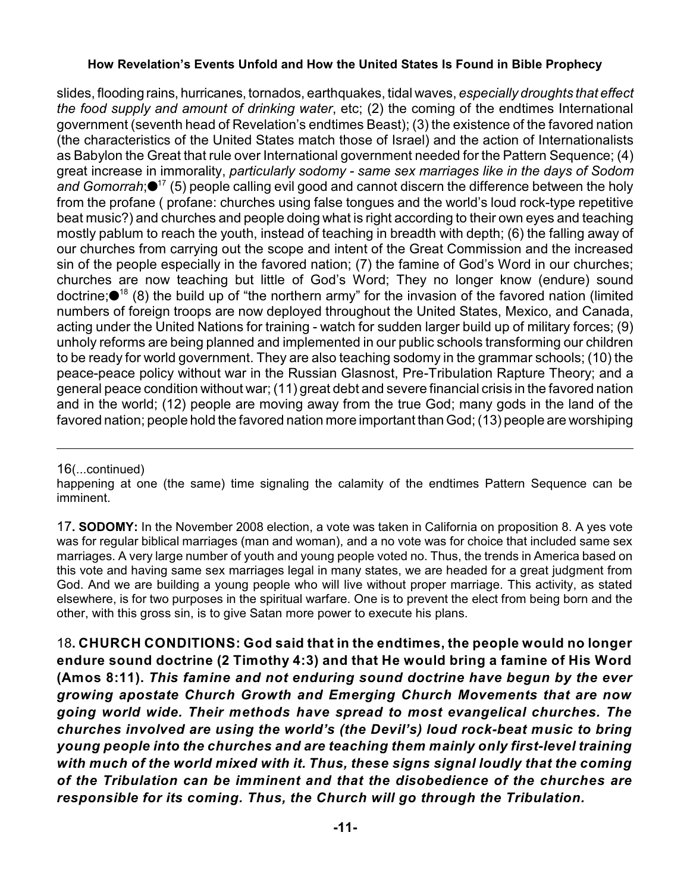slides, flooding rains, hurricanes, tornados, earthquakes, tidal waves, *especially droughts that effect the food supply and amount of drinking water*, etc; (2) the coming of the endtimes International government (seventh head of Revelation's endtimes Beast); (3) the existence of the favored nation (the characteristics of the United States match those of Israel) and the action of Internationalists as Babylon the Great that rule over International government needed for the Pattern Sequence; (4) great increase in immorality, *particularly sodomy - same sex marriages like in the days of Sodom and Gomorrah*;●[17] (5) people calling evil good and cannot discern the difference between the holy from the profane ( profane: churches using false tongues and the world's loud rock-type repetitive beat music?) and churches and people doing what is right according to their own eyes and teaching mostly pablum to reach the youth, instead of teaching in breadth with depth; (6) the falling away of our churches from carrying out the scope and intent of the Great Commission and the increased sin of the people especially in the favored nation; (7) the famine of God's Word in our churches; churches are now teaching but little of God's Word; They no longer know (endure) sound doctrine;●[18] (8) the build up of "the northern army" for the invasion of the favored nation (limited numbers of foreign troops are now deployed throughout the United States, Mexico, and Canada, acting under the United Nations for training - watch for sudden larger build up of military forces; (9) unholy reforms are being planned and implemented in our public schools transforming our children to be ready for world government. They are also teaching sodomy in the grammar schools; (10) the peace-peace policy without war in the Russian Glasnost, Pre-Tribulation Rapture Theory; and a general peace condition without war; (11) great debt and severe financial crisis in the favored nation and in the world; (12) people are moving away from the true God; many gods in the land of the favored nation; people hold the favored nation more important than God; (13) people are worshiping

---

16(...continued)
happening at one (the same) time signaling the calamity of the endtimes Pattern Sequence can be imminent.

17. **SODOMY:** In the November 2008 election, a vote was taken in California on proposition 8. A yes vote was for regular biblical marriages (man and woman), and a no vote was for choice that included same sex marriages. A very large number of youth and young people voted no. Thus, the trends in America based on this vote and having same sex marriages legal in many states, we are headed for a great judgment from God. And we are building a young people who will live without proper marriage. This activity, as stated elsewhere, is for two purposes in the spiritual warfare. One is to prevent the elect from being born and the other, with this gross sin, is to give Satan more power to execute his plans.

18. **CHURCH CONDITIONS: God said that in the endtimes, the people would no longer endure sound doctrine (2 Timothy 4:3) and that He would bring a famine of His Word (Amos 8:11).** ***This famine and not enduring sound doctrine have begun by the ever growing apostate Church Growth and Emerging Church Movements that are now going world wide. Their methods have spread to most evangelical churches. The churches involved are using the world's (the Devil's) loud rock-beat music to bring young people into the churches and are teaching them mainly only first-level training with much of the world mixed with it. Thus, these signs signal loudly that the coming of the Tribulation can be imminent and that the disobedience of the churches are responsible for its coming. Thus, the Church will go through the Tribulation.***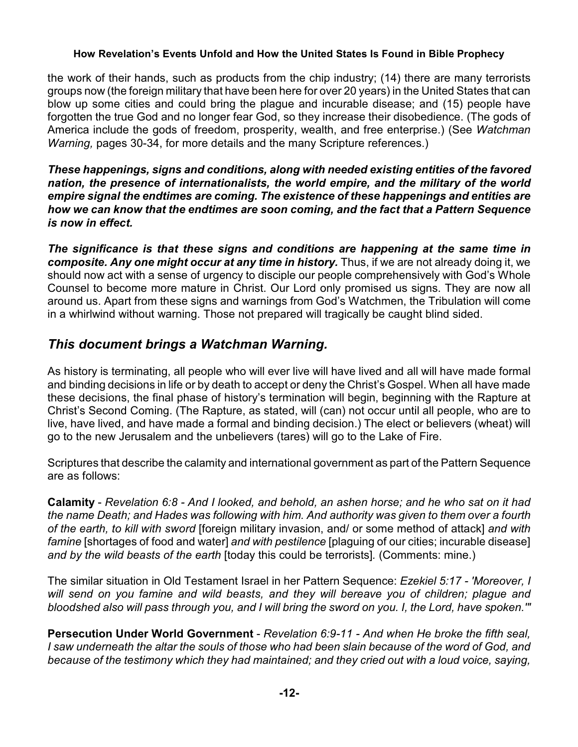the work of their hands, such as products from the chip industry; (14) there are many terrorists groups now (the foreign military that have been here for over 20 years) in the United States that can blow up some cities and could bring the plague and incurable disease; and (15) people have forgotten the true God and no longer fear God, so they increase their disobedience. (The gods of America include the gods of freedom, prosperity, wealth, and free enterprise.) (See *Watchman Warning,* pages 30-34, for more details and the many Scripture references.)

***These happenings, signs and conditions, along with needed existing entities of the favored nation, the presence of internationalists, the world empire, and the military of the world empire signal the endtimes are coming. The existence of these happenings and entities are how we can know that the endtimes are soon coming, and the fact that a Pattern Sequence is now in effect.***

***The significance is that these signs and conditions are happening at the same time in composite. Any one might occur at any time in history.*** Thus, if we are not already doing it, we should now act with a sense of urgency to disciple our people comprehensively with God's Whole Counsel to become more mature in Christ. Our Lord only promised us signs. They are now all around us. Apart from these signs and warnings from God's Watchmen, the Tribulation will come in a whirlwind without warning. Those not prepared will tragically be caught blind sided.

## *This document brings a Watchman Warning.*

As history is terminating, all people who will ever live will have lived and all will have made formal and binding decisions in life or by death to accept or deny the Christ's Gospel. When all have made these decisions, the final phase of history's termination will begin, beginning with the Rapture at Christ's Second Coming. (The Rapture, as stated, will (can) not occur until all people, who are to live, have lived, and have made a formal and binding decision.) The elect or believers (wheat) will go to the new Jerusalem and the unbelievers (tares) will go to the Lake of Fire.

Scriptures that describe the calamity and international government as part of the Pattern Sequence are as follows:

**Calamity** - *Revelation 6:8 - And I looked, and behold, an ashen horse; and he who sat on it had the name Death; and Hades was following with him. And authority was given to them over a fourth of the earth, to kill with sword* [foreign military invasion, and/ or some method of attack] *and with famine* [shortages of food and water] *and with pestilence* [plaguing of our cities; incurable disease] *and by the wild beasts of the earth* [today this could be terrorists]. (Comments: mine.)

The similar situation in Old Testament Israel in her Pattern Sequence: *Ezekiel 5:17 - 'Moreover, I will send on you famine and wild beasts, and they will bereave you of children; plague and bloodshed also will pass through you, and I will bring the sword on you. I, the Lord, have spoken.'"*

**Persecution Under World Government** - *Revelation 6:9-11 - And when He broke the fifth seal, I saw underneath the altar the souls of those who had been slain because of the word of God, and because of the testimony which they had maintained; and they cried out with a loud voice, saying,*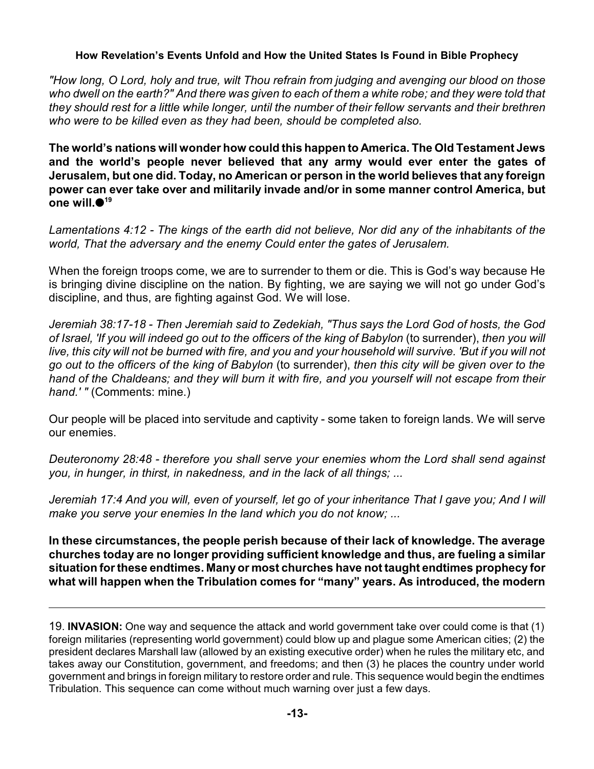*"How long, O Lord, holy and true, wilt Thou refrain from judging and avenging our blood on those who dwell on the earth?" And there was given to each of them a white robe; and they were told that they should rest for a little while longer, until the number of their fellow servants and their brethren who were to be killed even as they had been, should be completed also.*

**The world's nations will wonder how could this happen to America. The Old Testament Jews and the world's people never believed that any army would ever enter the gates of Jerusalem, but one did. Today, no American or person in the world believes that any foreign power can ever take over and militarily invade and/or in some manner control America, but one will.●**[19]

*Lamentations 4:12 - The kings of the earth did not believe, Nor did any of the inhabitants of the world, That the adversary and the enemy Could enter the gates of Jerusalem.*

When the foreign troops come, we are to surrender to them or die. This is God's way because He is bringing divine discipline on the nation. By fighting, we are saying we will not go under God's discipline, and thus, are fighting against God. We will lose.

*Jeremiah 38:17-18 - Then Jeremiah said to Zedekiah, "Thus says the Lord God of hosts, the God of Israel, 'If you will indeed go out to the officers of the king of Babylon* (to surrender), *then you will live, this city will not be burned with fire, and you and your household will survive. 'But if you will not go out to the officers of the king of Babylon* (to surrender), *then this city will be given over to the hand of the Chaldeans; and they will burn it with fire, and you yourself will not escape from their hand.' "* (Comments: mine.)

Our people will be placed into servitude and captivity - some taken to foreign lands. We will serve our enemies.

*Deuteronomy 28:48 - therefore you shall serve your enemies whom the Lord shall send against you, in hunger, in thirst, in nakedness, and in the lack of all things; ...*

*Jeremiah 17:4 And you will, even of yourself, let go of your inheritance That I gave you; And I will make you serve your enemies In the land which you do not know; ...*

**In these circumstances, the people perish because of their lack of knowledge. The average churches today are no longer providing sufficient knowledge and thus, are fueling a similar situation for these endtimes. Many or most churches have not taught endtimes prophecy for what will happen when the Tribulation comes for "many" years. As introduced, the modern**

---

19. **INVASION:** One way and sequence the attack and world government take over could come is that (1) foreign militaries (representing world government) could blow up and plague some American cities; (2) the president declares Marshall law (allowed by an existing executive order) when he rules the military etc, and takes away our Constitution, government, and freedoms; and then (3) he places the country under world government and brings in foreign military to restore order and rule. This sequence would begin the endtimes Tribulation. This sequence can come without much warning over just a few days.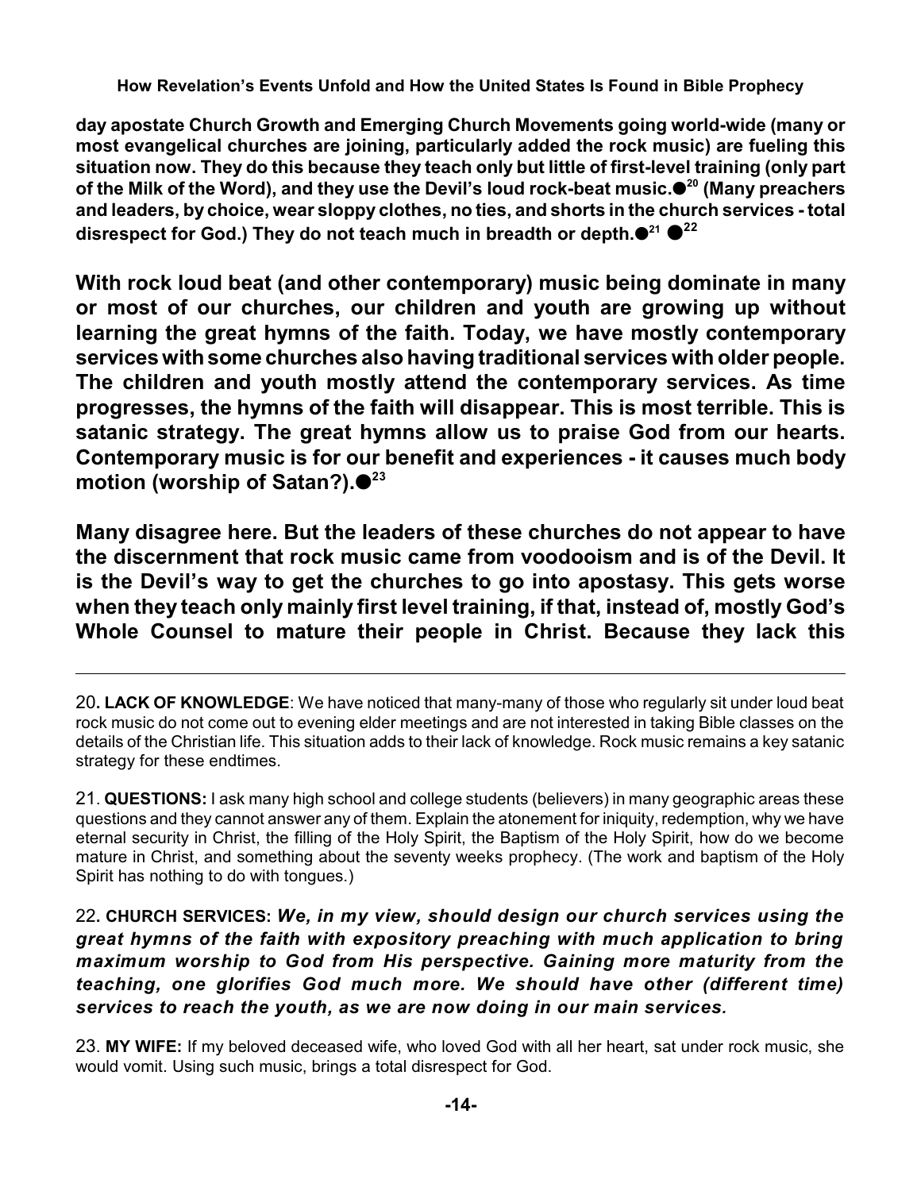**day apostate Church Growth and Emerging Church Movements going world-wide (many or most evangelical churches are joining, particularly added the rock music) are fueling this situation now. They do this because they teach only but little of first-level training (only part of the Milk of the Word), and they use the Devil's loud rock-beat music.●[20] (Many preachers and leaders, by choice, wear sloppy clothes, no ties, and shorts in the church services - total disrespect for God.) They do not teach much in breadth or depth.●[21] ●[22]**

**With rock loud beat (and other contemporary) music being dominate in many or most of our churches, our children and youth are growing up without learning the great hymns of the faith. Today, we have mostly contemporary services with some churches also having traditional services with older people. The children and youth mostly attend the contemporary services. As time progresses, the hymns of the faith will disappear. This is most terrible. This is satanic strategy. The great hymns allow us to praise God from our hearts. Contemporary music is for our benefit and experiences - it causes much body motion (worship of Satan?).●[23]**

**Many disagree here. But the leaders of these churches do not appear to have the discernment that rock music came from voodooism and is of the Devil. It is the Devil's way to get the churches to go into apostasy. This gets worse when they teach only mainly first level training, if that, instead of, mostly God's Whole Counsel to mature their people in Christ. Because they lack this**

---

20. **LACK OF KNOWLEDGE**: We have noticed that many-many of those who regularly sit under loud beat rock music do not come out to evening elder meetings and are not interested in taking Bible classes on the details of the Christian life. This situation adds to their lack of knowledge. Rock music remains a key satanic strategy for these endtimes.

21. **QUESTIONS:** I ask many high school and college students (believers) in many geographic areas these questions and they cannot answer any of them. Explain the atonement for iniquity, redemption, why we have eternal security in Christ, the filling of the Holy Spirit, the Baptism of the Holy Spirit, how do we become mature in Christ, and something about the seventy weeks prophecy. (The work and baptism of the Holy Spirit has nothing to do with tongues.)

22. **CHURCH SERVICES:** ***We, in my view, should design our church services using the great hymns of the faith with expository preaching with much application to bring maximum worship to God from His perspective. Gaining more maturity from the teaching, one glorifies God much more. We should have other (different time) services to reach the youth, as we are now doing in our main services.***

23. **MY WIFE:** If my beloved deceased wife, who loved God with all her heart, sat under rock music, she would vomit. Using such music, brings a total disrespect for God.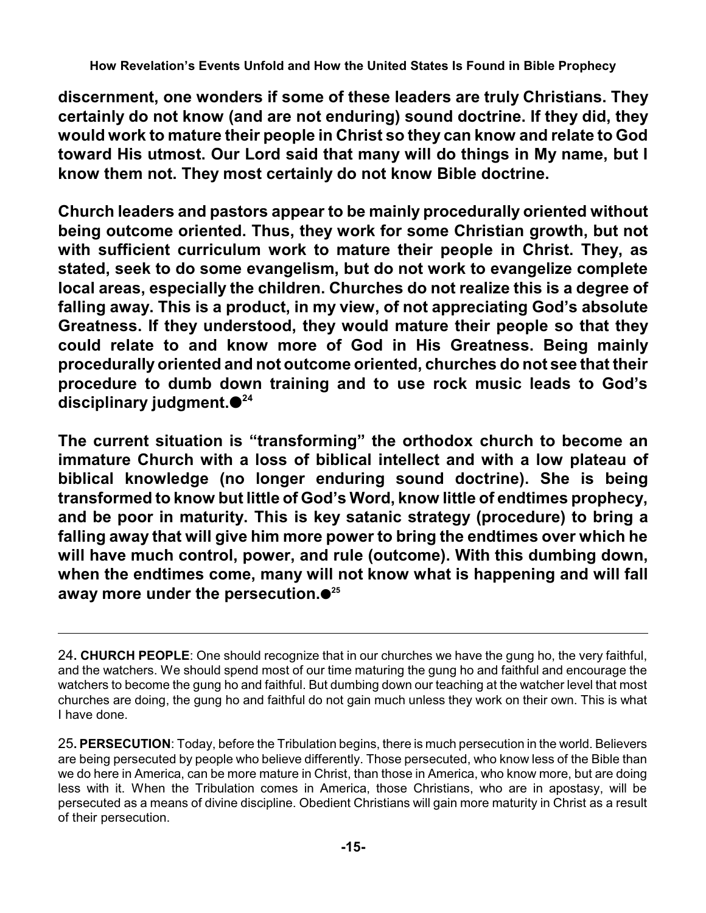**discernment, one wonders if some of these leaders are truly Christians. They certainly do not know (and are not enduring) sound doctrine. If they did, they would work to mature their people in Christ so they can know and relate to God toward His utmost. Our Lord said that many will do things in My name, but I know them not. They most certainly do not know Bible doctrine.**

**Church leaders and pastors appear to be mainly procedurally oriented without being outcome oriented. Thus, they work for some Christian growth, but not with sufficient curriculum work to mature their people in Christ. They, as stated, seek to do some evangelism, but do not work to evangelize complete local areas, especially the children. Churches do not realize this is a degree of falling away. This is a product, in my view, of not appreciating God's absolute Greatness. If they understood, they would mature their people so that they could relate to and know more of God in His Greatness. Being mainly procedurally oriented and not outcome oriented, churches do not see that their procedure to dumb down training and to use rock music leads to God's disciplinary judgment.●[24]**

**The current situation is "transforming" the orthodox church to become an immature Church with a loss of biblical intellect and with a low plateau of biblical knowledge (no longer enduring sound doctrine). She is being transformed to know but little of God's Word, know little of endtimes prophecy, and be poor in maturity. This is key satanic strategy (procedure) to bring a falling away that will give him more power to bring the endtimes over which he will have much control, power, and rule (outcome). With this dumbing down, when the endtimes come, many will not know what is happening and will fall away more under the persecution.●[25]**

---

24. **CHURCH PEOPLE**: One should recognize that in our churches we have the gung ho, the very faithful, and the watchers. We should spend most of our time maturing the gung ho and faithful and encourage the watchers to become the gung ho and faithful. But dumbing down our teaching at the watcher level that most churches are doing, the gung ho and faithful do not gain much unless they work on their own. This is what I have done.

25. **PERSECUTION**: Today, before the Tribulation begins, there is much persecution in the world. Believers are being persecuted by people who believe differently. Those persecuted, who know less of the Bible than we do here in America, can be more mature in Christ, than those in America, who know more, but are doing less with it. When the Tribulation comes in America, those Christians, who are in apostasy, will be persecuted as a means of divine discipline. Obedient Christians will gain more maturity in Christ as a result of their persecution.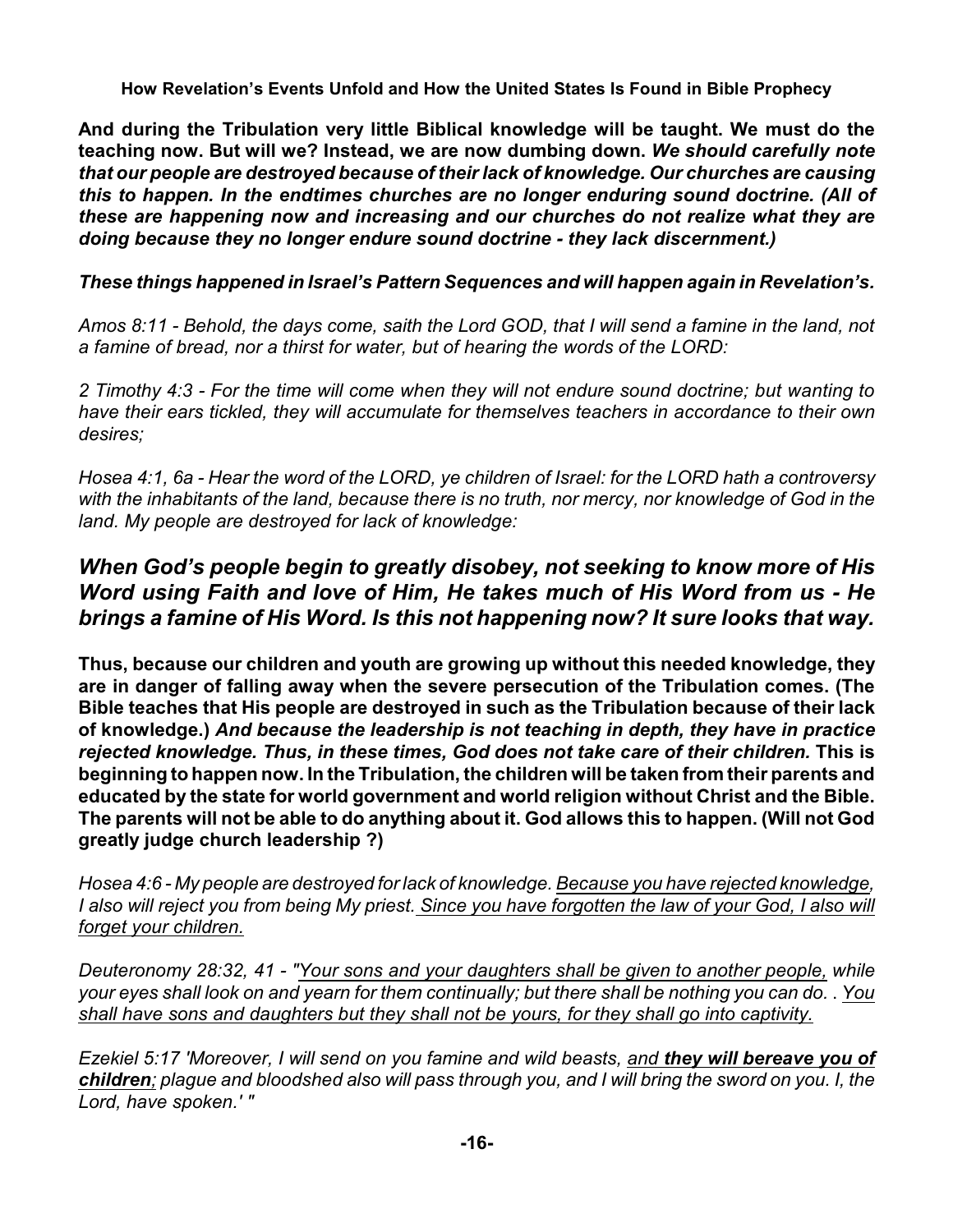**And during the Tribulation very little Biblical knowledge will be taught. We must do the teaching now. But will we? Instead, we are now dumbing down.** ***We should carefully note that our people are destroyed because of their lack of knowledge. Our churches are causing this to happen. In the endtimes churches are no longer enduring sound doctrine. (All of these are happening now and increasing and our churches do not realize what they are doing because they no longer endure sound doctrine - they lack discernment.)***

***These things happened in Israel's Pattern Sequences and will happen again in Revelation's.***

*Amos 8:11 - Behold, the days come, saith the Lord GOD, that I will send a famine in the land, not a famine of bread, nor a thirst for water, but of hearing the words of the LORD:*

*2 Timothy 4:3 - For the time will come when they will not endure sound doctrine; but wanting to have their ears tickled, they will accumulate for themselves teachers in accordance to their own desires;*

*Hosea 4:1, 6a - Hear the word of the LORD, ye children of Israel: for the LORD hath a controversy with the inhabitants of the land, because there is no truth, nor mercy, nor knowledge of God in the land. My people are destroyed for lack of knowledge:*

## ***When God's people begin to greatly disobey, not seeking to know more of His Word using Faith and love of Him, He takes much of His Word from us - He brings a famine of His Word. Is this not happening now? It sure looks that way.***

**Thus, because our children and youth are growing up without this needed knowledge, they are in danger of falling away when the severe persecution of the Tribulation comes. (The Bible teaches that His people are destroyed in such as the Tribulation because of their lack of knowledge.)** ***And because the leadership is not teaching in depth, they have in practice rejected knowledge. Thus, in these times, God does not take care of their children.*** **This is beginning to happen now. In the Tribulation, the children will be taken from their parents and educated by the state for world government and world religion without Christ and the Bible. The parents will not be able to do anything about it. God allows this to happen. (Will not God greatly judge church leadership ?)**

*Hosea 4:6 - My people are destroyed for lack of knowledge. <u>Because you have rejected knowledge, I also will reject you from being My priest.</u> <u>Since you have forgotten the law of your God, I also will forget your children.</u>*

*Deuteronomy 28:32, 41 - "<u>Your sons and your daughters shall be given to another people,</u> while your eyes shall look on and yearn for them continually; but there shall be nothing you can do. . <u>You shall have sons and daughters but they shall not be yours, for they shall go into captivity.</u>*

*Ezekiel 5:17 'Moreover, I will send on you famine and wild beasts, <u>and</u> <u>**they will bereave you of children**</u>; plague and bloodshed also will pass through you, and I will bring the sword on you. I, the Lord, have spoken.' "*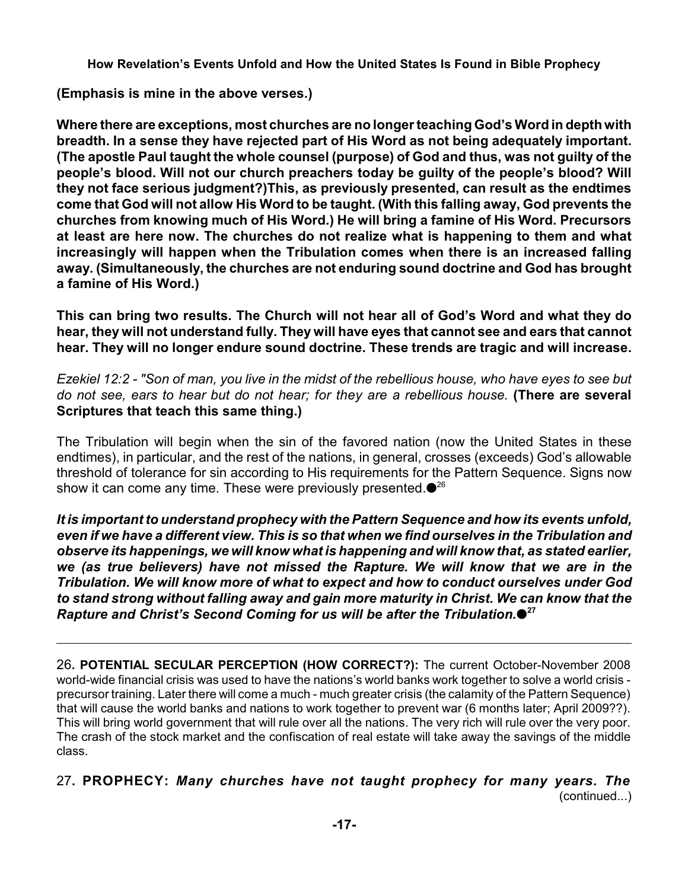**(Emphasis is mine in the above verses.)**

**Where there are exceptions, most churches are no longer teaching God's Word in depth with breadth. In a sense they have rejected part of His Word as not being adequately important. (The apostle Paul taught the whole counsel (purpose) of God and thus, was not guilty of the people's blood. Will not our church preachers today be guilty of the people's blood? Will they not face serious judgment?)This, as previously presented, can result as the endtimes come that God will not allow His Word to be taught. (With this falling away, God prevents the churches from knowing much of His Word.) He will bring a famine of His Word. Precursors at least are here now. The churches do not realize what is happening to them and what increasingly will happen when the Tribulation comes when there is an increased falling away. (Simultaneously, the churches are not enduring sound doctrine and God has brought a famine of His Word.)**

**This can bring two results. The Church will not hear all of God's Word and what they do hear, they will not understand fully. They will have eyes that cannot see and ears that cannot hear. They will no longer endure sound doctrine. These trends are tragic and will increase.**

*Ezekiel 12:2 - "Son of man, you live in the midst of the rebellious house, who have eyes to see but do not see, ears to hear but do not hear; for they are a rebellious house.* **(There are several Scriptures that teach this same thing.)**

The Tribulation will begin when the sin of the favored nation (now the United States in these endtimes), in particular, and the rest of the nations, in general, crosses (exceeds) God's allowable threshold of tolerance for sin according to His requirements for the Pattern Sequence. Signs now show it can come any time. These were previously presented.●[26]

***It is important to understand prophecy with the Pattern Sequence and how its events unfold, even if we have a different view. This is so that when we find ourselves in the Tribulation and observe its happenings, we will know what is happening and will know that, as stated earlier, we (as true believers) have not missed the Rapture. We will know that we are in the Tribulation. We will know more of what to expect and how to conduct ourselves under God to stand strong without falling away and gain more maturity in Christ. We can know that the Rapture and Christ's Second Coming for us will be after the Tribulation.●[27]***

---

26. **POTENTIAL SECULAR PERCEPTION (HOW CORRECT?):** The current October-November 2008 world-wide financial crisis was used to have the nations's world banks work together to solve a world crisis - precursor training. Later there will come a much - much greater crisis (the calamity of the Pattern Sequence) that will cause the world banks and nations to work together to prevent war (6 months later; April 2009??). This will bring world government that will rule over all the nations. The very rich will rule over the very poor. The crash of the stock market and the confiscation of real estate will take away the savings of the middle class.

27. **PROPHECY:** ***Many churches have not taught prophecy for many years. The*** (continued...)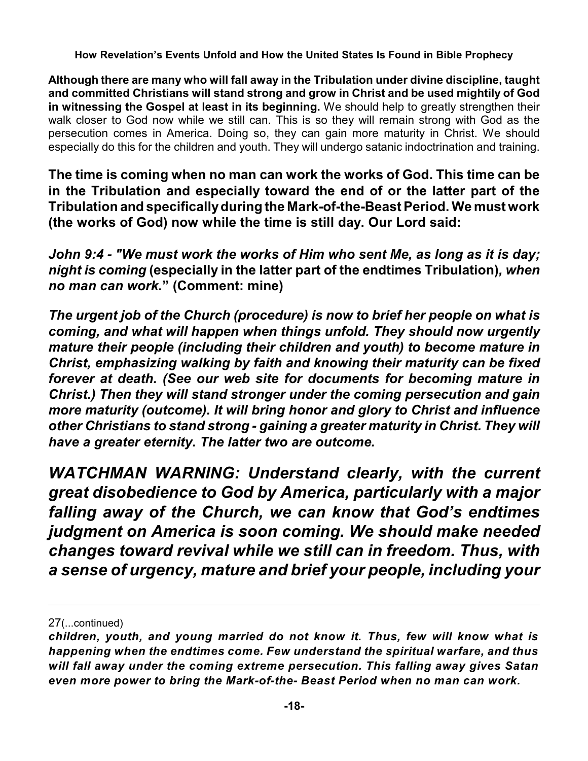**Although there are many who will fall away in the Tribulation under divine discipline, taught and committed Christians will stand strong and grow in Christ and be used mightily of God in witnessing the Gospel at least in its beginning.** We should help to greatly strengthen their walk closer to God now while we still can. This is so they will remain strong with God as the persecution comes in America. Doing so, they can gain more maturity in Christ. We should especially do this for the children and youth. They will undergo satanic indoctrination and training.

**The time is coming when no man can work the works of God. This time can be in the Tribulation and especially toward the end of or the latter part of the Tribulation and specifically during the Mark-of-the-Beast Period. We must work (the works of God) now while the time is still day. Our Lord said:**

***John 9:4 - "We must work the works of Him who sent Me, as long as it is day; night is coming* (especially in the latter part of the endtimes Tribulation)*, when no man can work.*" (Comment: mine)**

***The urgent job of the Church (procedure) is now to brief her people on what is coming, and what will happen when things unfold. They should now urgently mature their people (including their children and youth) to become mature in Christ, emphasizing walking by faith and knowing their maturity can be fixed forever at death. (See our web site for documents for becoming mature in Christ.) Then they will stand stronger under the coming persecution and gain more maturity (outcome). It will bring honor and glory to Christ and influence other Christians to stand strong - gaining a greater maturity in Christ. They will have a greater eternity. The latter two are outcome.***

***WATCHMAN WARNING: Understand clearly, with the current great disobedience to God by America, particularly with a major falling away of the Church, we can know that God's endtimes judgment on America is soon coming. We should make needed changes toward revival while we still can in freedom. Thus, with a sense of urgency, mature and brief your people, including your***

---

27(...continued)

***children, youth, and young married do not know it. Thus, few will know what is happening when the endtimes come. Few understand the spiritual warfare, and thus will fall away under the coming extreme persecution. This falling away gives Satan even more power to bring the Mark-of-the- Beast Period when no man can work.***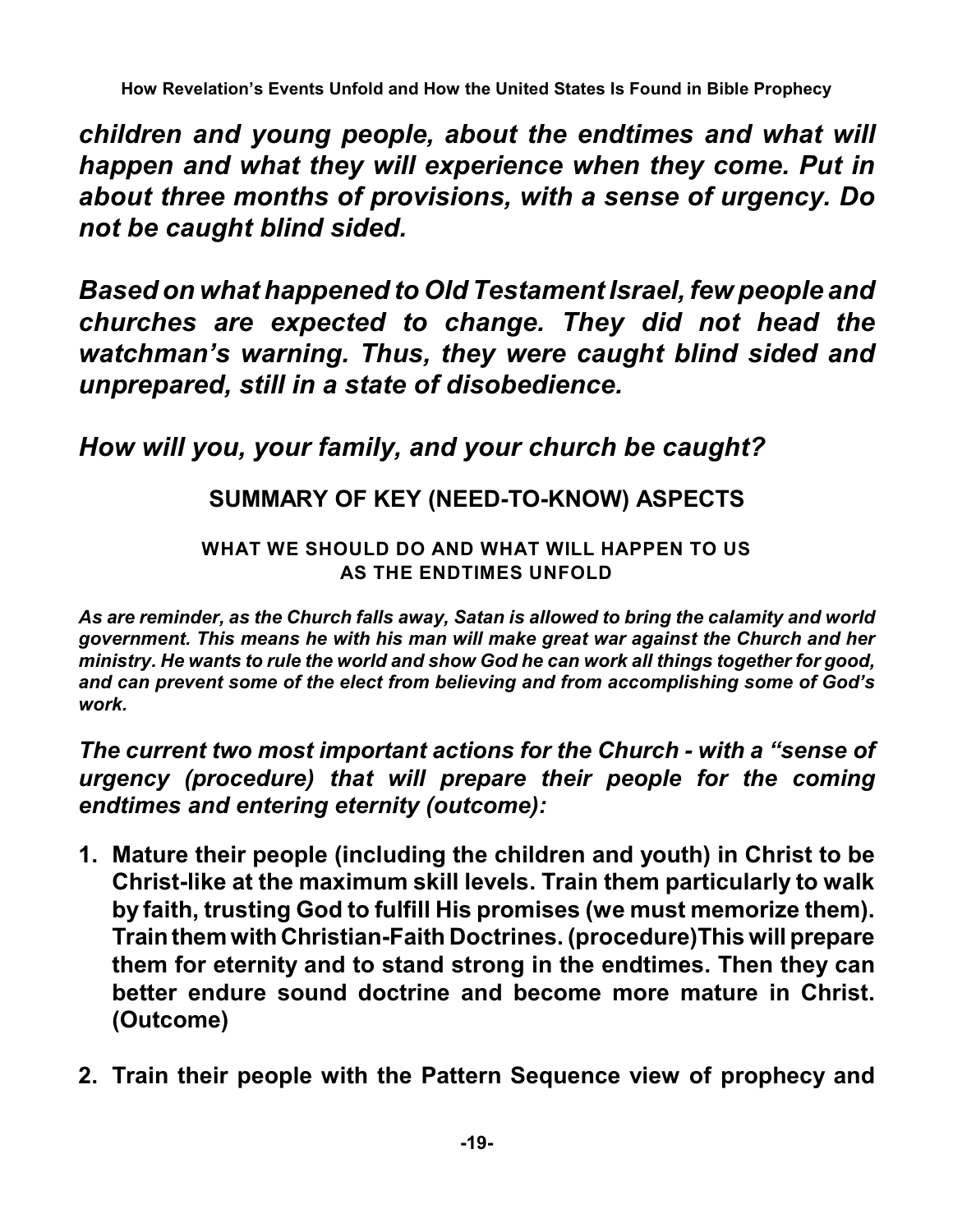*children and young people, about the endtimes and what will happen and what they will experience when they come. Put in about three months of provisions, with a sense of urgency. Do not be caught blind sided.*

*Based on what happened to Old Testament Israel, few people and churches are expected to change. They did not head the watchman's warning. Thus, they were caught blind sided and unprepared, still in a state of disobedience.*

*How will you, your family, and your church be caught?*

## SUMMARY OF KEY (NEED-TO-KNOW) ASPECTS

### WHAT WE SHOULD DO AND WHAT WILL HAPPEN TO US AS THE ENDTIMES UNFOLD

***As are reminder, as the Church falls away, Satan is allowed to bring the calamity and world government. This means he with his man will make great war against the Church and her ministry. He wants to rule the world and show God he can work all things together for good, and can prevent some of the elect from believing and from accomplishing some of God's work.***

***The current two most important actions for the Church - with a "sense of urgency (procedure) that will prepare their people for the coming endtimes and entering eternity (outcome):***

1. **Mature their people (including the children and youth) in Christ to be Christ-like at the maximum skill levels. Train them particularly to walk by faith, trusting God to fulfill His promises (we must memorize them). Train them with Christian-Faith Doctrines. (procedure)This will prepare them for eternity and to stand strong in the endtimes. Then they can better endure sound doctrine and become more mature in Christ. (Outcome)**

2. **Train their people with the Pattern Sequence view of prophecy and**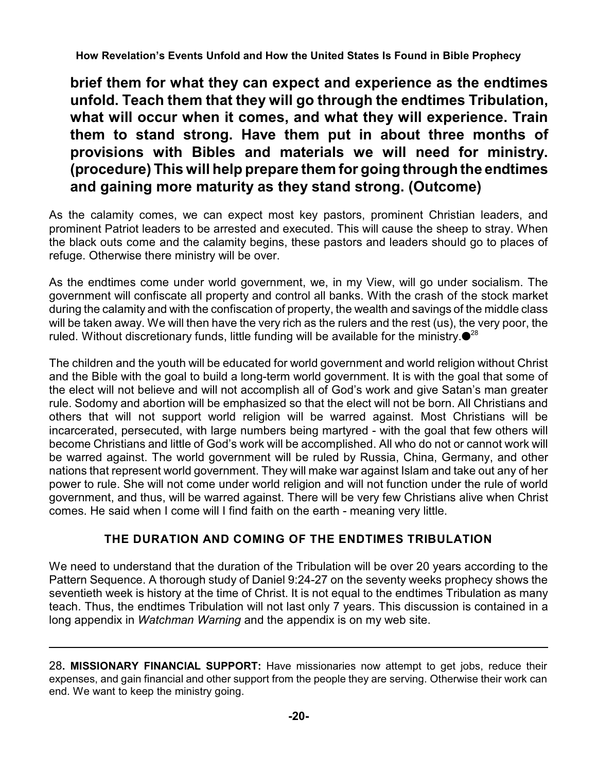**brief them for what they can expect and experience as the endtimes unfold. Teach them that they will go through the endtimes Tribulation, what will occur when it comes, and what they will experience. Train them to stand strong. Have them put in about three months of provisions with Bibles and materials we will need for ministry. (procedure) This will help prepare them for going through the endtimes and gaining more maturity as they stand strong. (Outcome)**

As the calamity comes, we can expect most key pastors, prominent Christian leaders, and prominent Patriot leaders to be arrested and executed. This will cause the sheep to stray. When the black outs come and the calamity begins, these pastors and leaders should go to places of refuge. Otherwise there ministry will be over.

As the endtimes come under world government, we, in my View, will go under socialism. The government will confiscate all property and control all banks. With the crash of the stock market during the calamity and with the confiscation of property, the wealth and savings of the middle class will be taken away. We will then have the very rich as the rulers and the rest (us), the very poor, the ruled. Without discretionary funds, little funding will be available for the ministry.●[28]

The children and the youth will be educated for world government and world religion without Christ and the Bible with the goal to build a long-term world government. It is with the goal that some of the elect will not believe and will not accomplish all of God's work and give Satan's man greater rule. Sodomy and abortion will be emphasized so that the elect will not be born. All Christians and others that will not support world religion will be warred against. Most Christians will be incarcerated, persecuted, with large numbers being martyred - with the goal that few others will become Christians and little of God's work will be accomplished. All who do not or cannot work will be warred against. The world government will be ruled by Russia, China, Germany, and other nations that represent world government. They will make war against Islam and take out any of her power to rule. She will not come under world religion and will not function under the rule of world government, and thus, will be warred against. There will be very few Christians alive when Christ comes. He said when I come will I find faith on the earth - meaning very little.

## THE DURATION AND COMING OF THE ENDTIMES TRIBULATION

We need to understand that the duration of the Tribulation will be over 20 years according to the Pattern Sequence. A thorough study of Daniel 9:24-27 on the seventy weeks prophecy shows the seventieth week is history at the time of Christ. It is not equal to the endtimes Tribulation as many teach. Thus, the endtimes Tribulation will not last only 7 years. This discussion is contained in a long appendix in *Watchman Warning* and the appendix is on my web site.

---

28**. MISSIONARY FINANCIAL SUPPORT:** Have missionaries now attempt to get jobs, reduce their expenses, and gain financial and other support from the people they are serving. Otherwise their work can end. We want to keep the ministry going.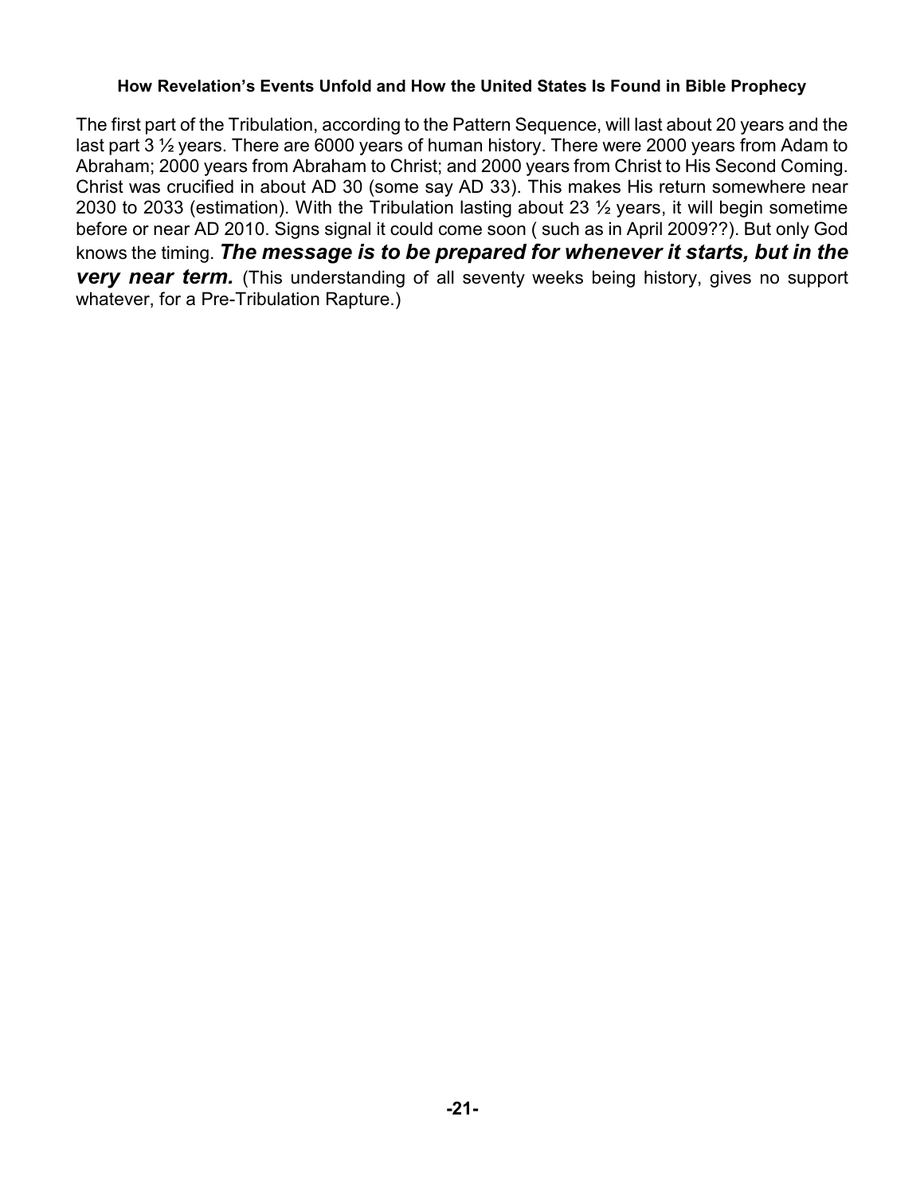The first part of the Tribulation, according to the Pattern Sequence, will last about 20 years and the last part 3 ½ years. There are 6000 years of human history. There were 2000 years from Adam to Abraham; 2000 years from Abraham to Christ; and 2000 years from Christ to His Second Coming. Christ was crucified in about AD 30 (some say AD 33). This makes His return somewhere near 2030 to 2033 (estimation). With the Tribulation lasting about 23 ½ years, it will begin sometime before or near AD 2010. Signs signal it could come soon ( such as in April 2009??). But only God knows the timing. ***The message is to be prepared for whenever it starts, but in the very near term.*** (This understanding of all seventy weeks being history, gives no support whatever, for a Pre-Tribulation Rapture.)